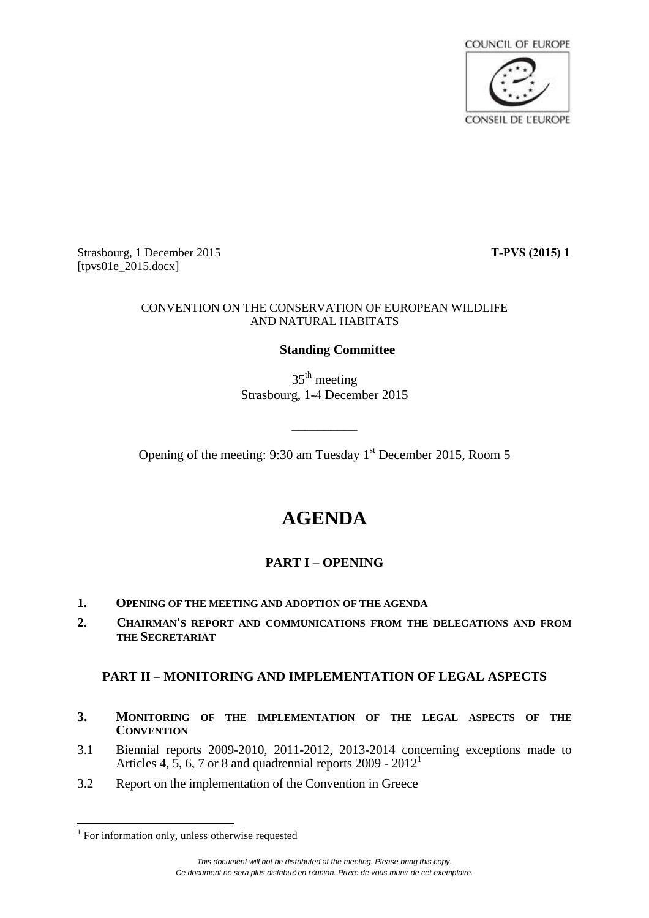COUNCIL OF EUROPE

CONSEIL DE L'EUROPE

Strasbourg, 1 December 2015 **T-PVS (2015) 1**

[tpvs01e_2015.docx]

CONVENTION ON THE CONSERVATION OF EUROPEAN WILDLIFE AND NATURAL HABITATS

**Standing Committee**

35th meeting

Strasbourg, 1-4 December 2015

---

Opening of the meeting: 9:30 am Tuesday 1st December 2015, Room 5

# AGENDA

## PART I – OPENING

**1. OPENING OF THE MEETING AND ADOPTION OF THE AGENDA**

**2. CHAIRMAN'S REPORT AND COMMUNICATIONS FROM THE DELEGATIONS AND FROM THE SECRETARIAT**

## PART II – MONITORING AND IMPLEMENTATION OF LEGAL ASPECTS

**3. MONITORING OF THE IMPLEMENTATION OF THE LEGAL ASPECTS OF THE CONVENTION**

3.1 Biennial reports 2009-2010, 2011-2012, 2013-2014 concerning exceptions made to Articles 4, 5, 6, 7 or 8 and quadrennial reports 2009 - 2012[1]

3.2 Report on the implementation of the Convention in Greece

---

[1] For information only, unless otherwise requested

*This document will not be distributed at the meeting. Please bring this copy.*

*Ce document ne sera plus distribué en réunion. Prière de vous munir de cet exemplaire.*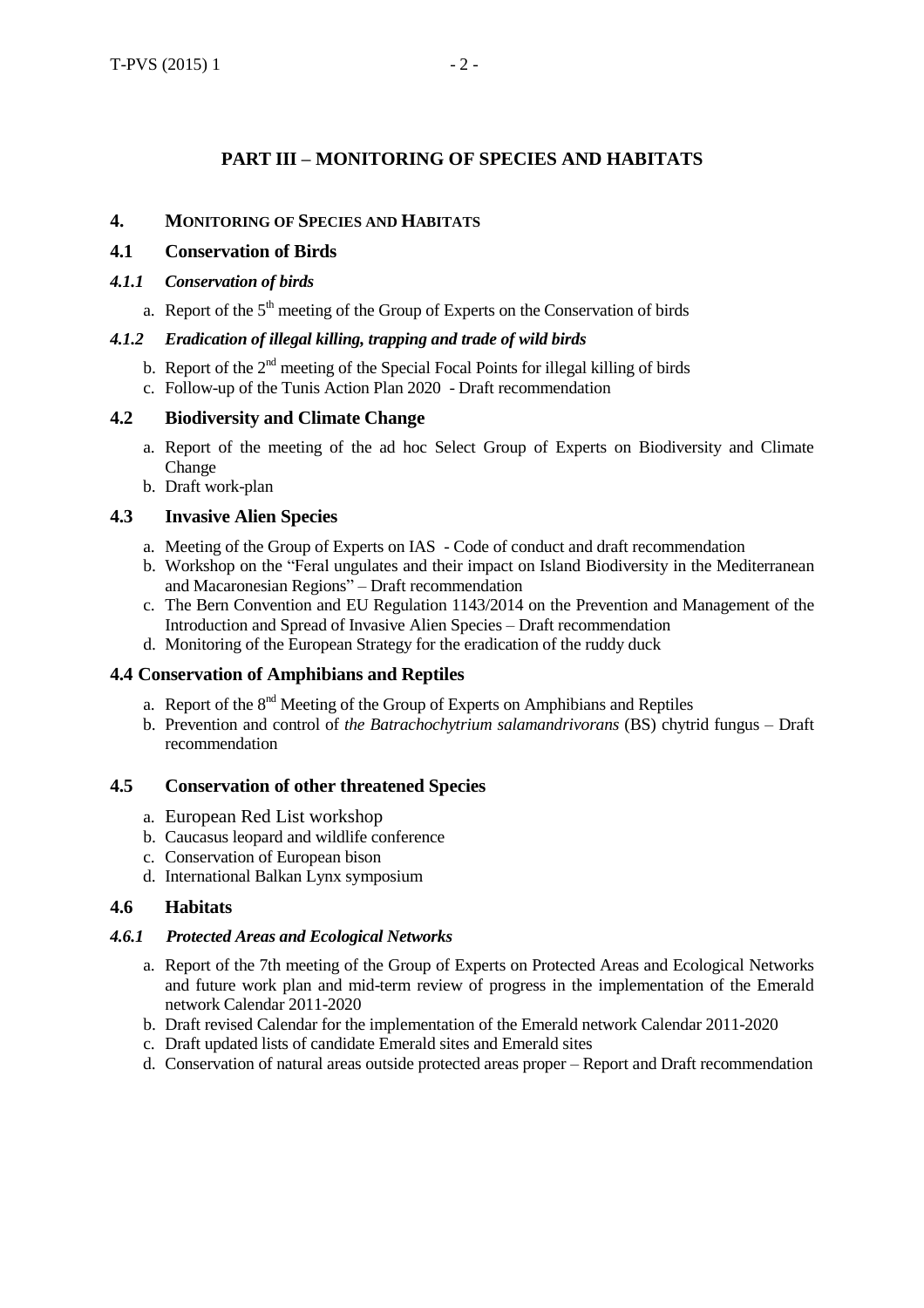## PART III – MONITORING OF SPECIES AND HABITATS

### 4. MONITORING OF SPECIES AND HABITATS

### 4.1 Conservation of Birds

#### *4.1.1 Conservation of birds*

a. Report of the 5th meeting of the Group of Experts on the Conservation of birds

#### *4.1.2 Eradication of illegal killing, trapping and trade of wild birds*

b. Report of the 2nd meeting of the Special Focal Points for illegal killing of birds
c. Follow-up of the Tunis Action Plan 2020 - Draft recommendation

### 4.2 Biodiversity and Climate Change

a. Report of the meeting of the ad hoc Select Group of Experts on Biodiversity and Climate Change
b. Draft work-plan

### 4.3 Invasive Alien Species

a. Meeting of the Group of Experts on IAS - Code of conduct and draft recommendation
b. Workshop on the "Feral ungulates and their impact on Island Biodiversity in the Mediterranean and Macaronesian Regions" – Draft recommendation
c. The Bern Convention and EU Regulation 1143/2014 on the Prevention and Management of the Introduction and Spread of Invasive Alien Species – Draft recommendation
d. Monitoring of the European Strategy for the eradication of the ruddy duck

### 4.4 Conservation of Amphibians and Reptiles

a. Report of the 8th Meeting of the Group of Experts on Amphibians and Reptiles
b. Prevention and control of *the Batrachochytrium salamandrivorans* (BS) chytrid fungus – Draft recommendation

### 4.5 Conservation of other threatened Species

a. European Red List workshop
b. Caucasus leopard and wildlife conference
c. Conservation of European bison
d. International Balkan Lynx symposium

### 4.6 Habitats

#### *4.6.1 Protected Areas and Ecological Networks*

a. Report of the 7th meeting of the Group of Experts on Protected Areas and Ecological Networks and future work plan and mid-term review of progress in the implementation of the Emerald network Calendar 2011-2020
b. Draft revised Calendar for the implementation of the Emerald network Calendar 2011-2020
c. Draft updated lists of candidate Emerald sites and Emerald sites
d. Conservation of natural areas outside protected areas proper – Report and Draft recommendation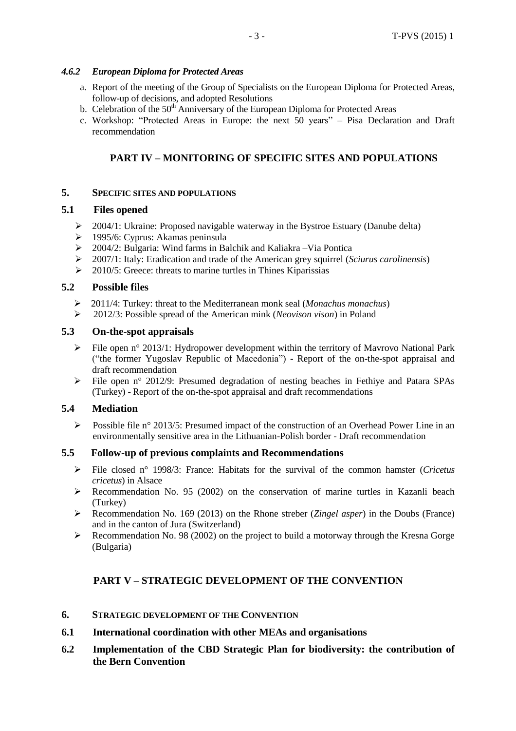#### *4.6.2 European Diploma for Protected Areas*

a. Report of the meeting of the Group of Specialists on the European Diploma for Protected Areas, follow-up of decisions, and adopted Resolutions
b. Celebration of the 50th Anniversary of the European Diploma for Protected Areas
c. Workshop: "Protected Areas in Europe: the next 50 years" – Pisa Declaration and Draft recommendation

## PART IV – MONITORING OF SPECIFIC SITES AND POPULATIONS

### 5. SPECIFIC SITES AND POPULATIONS

#### 5.1 Files opened

- 2004/1: Ukraine: Proposed navigable waterway in the Bystroe Estuary (Danube delta)
- 1995/6: Cyprus: Akamas peninsula
- 2004/2: Bulgaria: Wind farms in Balchik and Kaliakra –Via Pontica
- 2007/1: Italy: Eradication and trade of the American grey squirrel (*Sciurus carolinensis*)
- 2010/5: Greece: threats to marine turtles in Thines Kiparissias

#### 5.2 Possible files

- 2011/4: Turkey: threat to the Mediterranean monk seal (*Monachus monachus*)
- 2012/3: Possible spread of the American mink (*Neovison vison*) in Poland

#### 5.3 On-the-spot appraisals

- File open n° 2013/1: Hydropower development within the territory of Mavrovo National Park ("the former Yugoslav Republic of Macedonia") - Report of the on-the-spot appraisal and draft recommendation
- File open n° 2012/9: Presumed degradation of nesting beaches in Fethiye and Patara SPAs (Turkey) - Report of the on-the-spot appraisal and draft recommendations

#### 5.4 Mediation

- Possible file n° 2013/5: Presumed impact of the construction of an Overhead Power Line in an environmentally sensitive area in the Lithuanian-Polish border - Draft recommendation

#### 5.5 Follow-up of previous complaints and Recommendations

- File closed n° 1998/3: France: Habitats for the survival of the common hamster (*Cricetus cricetus*) in Alsace
- Recommendation No. 95 (2002) on the conservation of marine turtles in Kazanli beach (Turkey)
- Recommendation No. 169 (2013) on the Rhone streber (*Zingel asper*) in the Doubs (France) and in the canton of Jura (Switzerland)
- Recommendation No. 98 (2002) on the project to build a motorway through the Kresna Gorge (Bulgaria)

## PART V – STRATEGIC DEVELOPMENT OF THE CONVENTION

### 6. STRATEGIC DEVELOPMENT OF THE CONVENTION

#### 6.1 International coordination with other MEAs and organisations

#### 6.2 Implementation of the CBD Strategic Plan for biodiversity: the contribution of the Bern Convention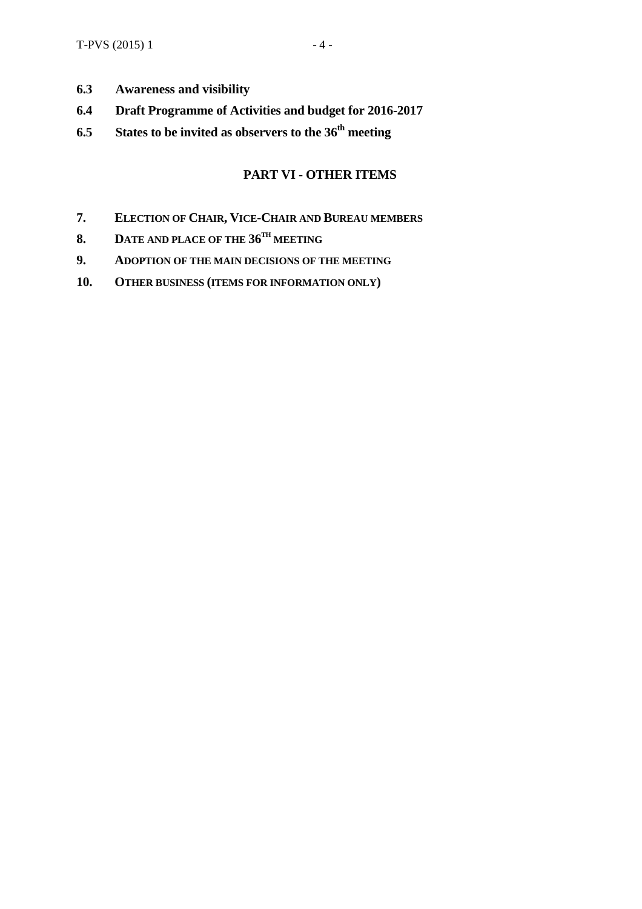**6.3 Awareness and visibility**

**6.4 Draft Programme of Activities and budget for 2016-2017**

**6.5 States to be invited as observers to the 36th meeting**

## PART VI - OTHER ITEMS

**7. ELECTION OF CHAIR, VICE-CHAIR AND BUREAU MEMBERS**

**8. DATE AND PLACE OF THE 36TH MEETING**

**9. ADOPTION OF THE MAIN DECISIONS OF THE MEETING**

**10. OTHER BUSINESS (ITEMS FOR INFORMATION ONLY)**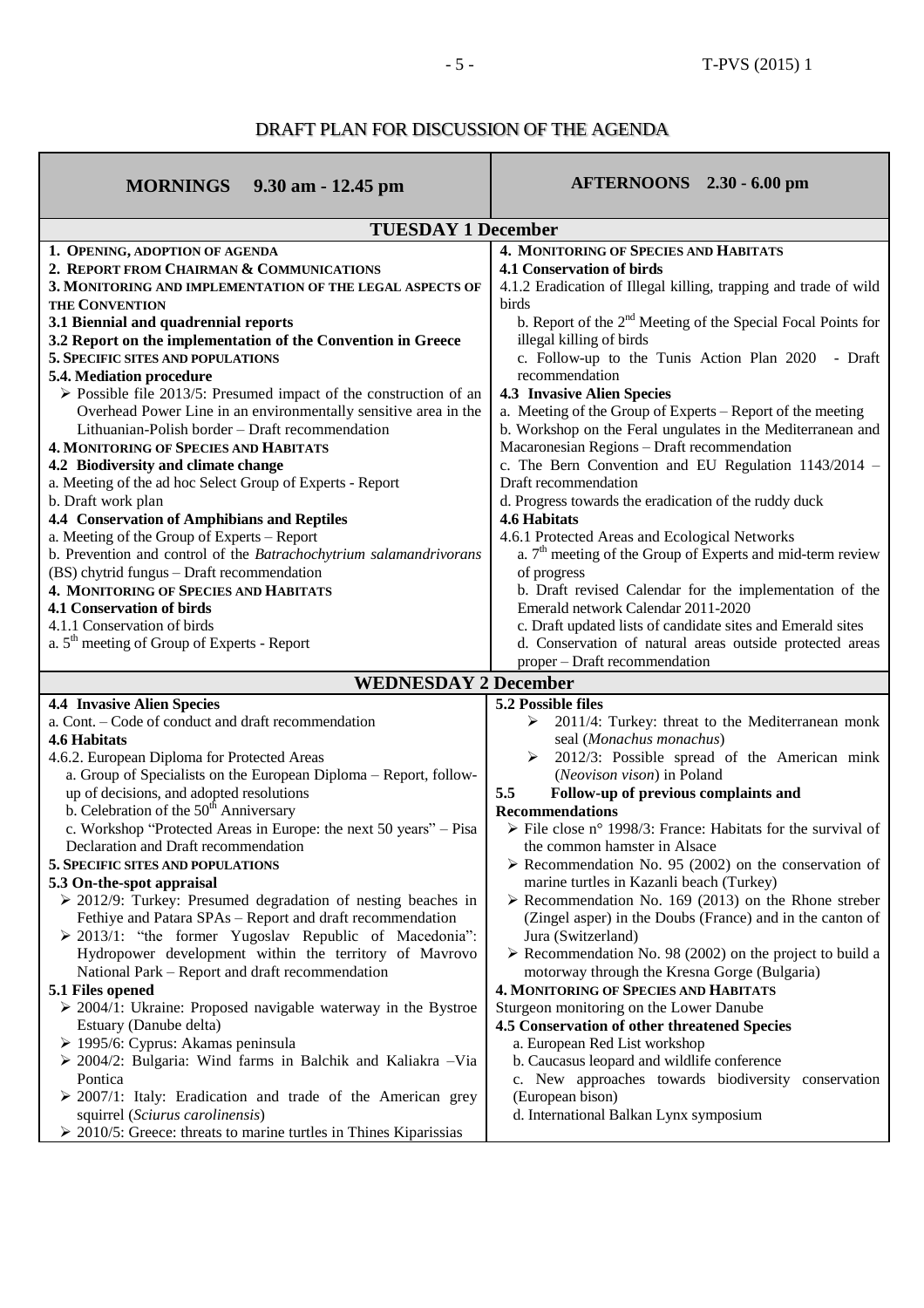# DRAFT PLAN FOR DISCUSSION OF THE AGENDA

| **MORNINGS 9.30 am - 12.45 pm** | **AFTERNOONS 2.30 - 6.00 pm** |
|---|---|
| **TUESDAY 1 December** | |
| **1. OPENING, ADOPTION OF AGENDA**<br>**2. REPORT FROM CHAIRMAN & COMMUNICATIONS**<br>**3. MONITORING AND IMPLEMENTATION OF THE LEGAL ASPECTS OF THE CONVENTION**<br>**3.1 Biennial and quadrennial reports**<br>**3.2 Report on the implementation of the Convention in Greece**<br>**5. SPECIFIC SITES AND POPULATIONS**<br>**5.4. Mediation procedure**<br>➢ Possible file 2013/5: Presumed impact of the construction of an Overhead Power Line in an environmentally sensitive area in the Lithuanian-Polish border – Draft recommendation<br>**4. MONITORING OF SPECIES AND HABITATS**<br>**4.2 Biodiversity and climate change**<br>a. Meeting of the ad hoc Select Group of Experts - Report<br>b. Draft work plan<br>**4.4 Conservation of Amphibians and Reptiles**<br>a. Meeting of the Group of Experts – Report<br>b. Prevention and control of the *Batrachochytrium salamandrivorans* (BS) chytrid fungus – Draft recommendation<br>**4. MONITORING OF SPECIES AND HABITATS**<br>**4.1 Conservation of birds**<br>4.1.1 Conservation of birds<br>a. 5th meeting of Group of Experts - Report | **4. MONITORING OF SPECIES AND HABITATS**<br>**4.1 Conservation of birds**<br>4.1.2 Eradication of Illegal killing, trapping and trade of wild birds<br>b. Report of the 2nd Meeting of the Special Focal Points for illegal killing of birds<br>c. Follow-up to the Tunis Action Plan 2020 - Draft recommendation<br>**4.3 Invasive Alien Species**<br>a. Meeting of the Group of Experts – Report of the meeting<br>b. Workshop on the Feral ungulates in the Mediterranean and Macaronesian Regions – Draft recommendation<br>c. The Bern Convention and EU Regulation 1143/2014 – Draft recommendation<br>d. Progress towards the eradication of the ruddy duck<br>**4.6 Habitats**<br>4.6.1 Protected Areas and Ecological Networks<br>a. 7th meeting of the Group of Experts and mid-term review of progress<br>b. Draft revised Calendar for the implementation of the Emerald network Calendar 2011-2020<br>c. Draft updated lists of candidate sites and Emerald sites<br>d. Conservation of natural areas outside protected areas proper – Draft recommendation |
| **WEDNESDAY 2 December** | |
| **4.4 Invasive Alien Species**<br>a. Cont. – Code of conduct and draft recommendation<br>**4.6 Habitats**<br>4.6.2. European Diploma for Protected Areas<br>a. Group of Specialists on the European Diploma – Report, follow-up of decisions, and adopted resolutions<br>b. Celebration of the 50th Anniversary<br>c. Workshop "Protected Areas in Europe: the next 50 years" – Pisa Declaration and Draft recommendation<br>**5. SPECIFIC SITES AND POPULATIONS**<br>**5.3 On-the-spot appraisal**<br>➢ 2012/9: Turkey: Presumed degradation of nesting beaches in Fethiye and Patara SPAs – Report and draft recommendation<br>➢ 2013/1: "the former Yugoslav Republic of Macedonia": Hydropower development within the territory of Mavrovo National Park – Report and draft recommendation<br>**5.1 Files opened**<br>➢ 2004/1: Ukraine: Proposed navigable waterway in the Bystroe Estuary (Danube delta)<br>➢ 1995/6: Cyprus: Akamas peninsula<br>➢ 2004/2: Bulgaria: Wind farms in Balchik and Kaliakra –Via Pontica<br>➢ 2007/1: Italy: Eradication and trade of the American grey squirrel (*Sciurus carolinensis*)<br>➢ 2010/5: Greece: threats to marine turtles in Thines Kiparissias | **5.2 Possible files**<br>➢ 2011/4: Turkey: threat to the Mediterranean monk seal (*Monachus monachus*)<br>➢ 2012/3: Possible spread of the American mink (*Neovison vison*) in Poland<br>**5.5 Follow-up of previous complaints and Recommendations**<br>➢ File close n° 1998/3: France: Habitats for the survival of the common hamster in Alsace<br>➢ Recommendation No. 95 (2002) on the conservation of marine turtles in Kazanli beach (Turkey)<br>➢ Recommendation No. 169 (2013) on the Rhone streber (Zingel asper) in the Doubs (France) and in the canton of Jura (Switzerland)<br>➢ Recommendation No. 98 (2002) on the project to build a motorway through the Kresna Gorge (Bulgaria)<br>**4. MONITORING OF SPECIES AND HABITATS**<br>Sturgeon monitoring on the Lower Danube<br>**4.5 Conservation of other threatened Species**<br>a. European Red List workshop<br>b. Caucasus leopard and wildlife conference<br>c. New approaches towards biodiversity conservation (European bison)<br>d. International Balkan Lynx symposium |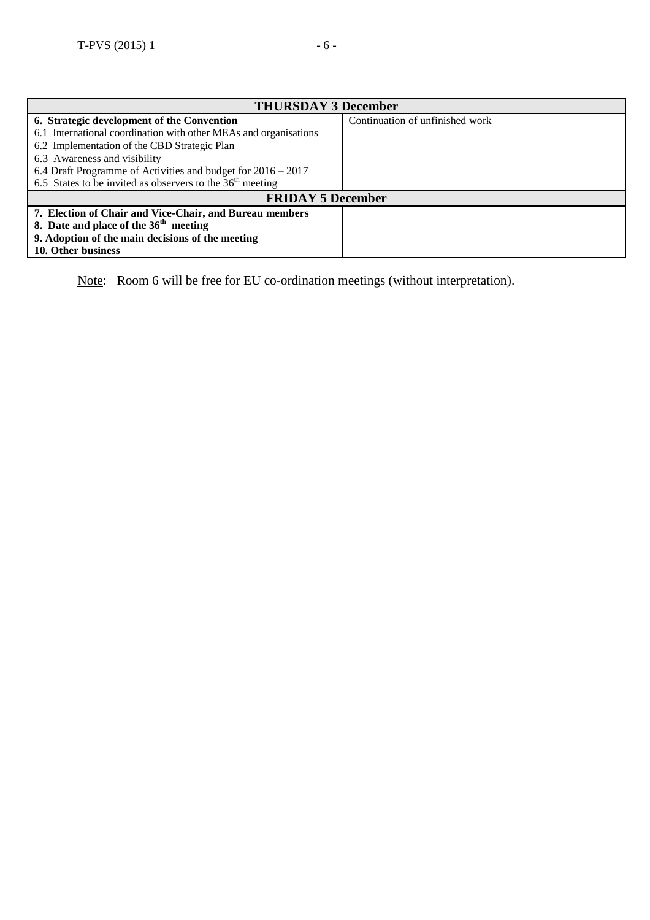| THURSDAY 3 December | |
|---|---|
| **6. Strategic development of the Convention**<br>6.1 International coordination with other MEAs and organisations<br>6.2 Implementation of the CBD Strategic Plan<br>6.3 Awareness and visibility<br>6.4 Draft Programme of Activities and budget for 2016 – 2017<br>6.5 States to be invited as observers to the 36th meeting | Continuation of unfinished work |
| **FRIDAY 5 December** | |
| **7. Election of Chair and Vice-Chair, and Bureau members**<br>**8. Date and place of the 36th meeting**<br>**9. Adoption of the main decisions of the meeting**<br>**10. Other business** | |

Note: Room 6 will be free for EU co-ordination meetings (without interpretation).